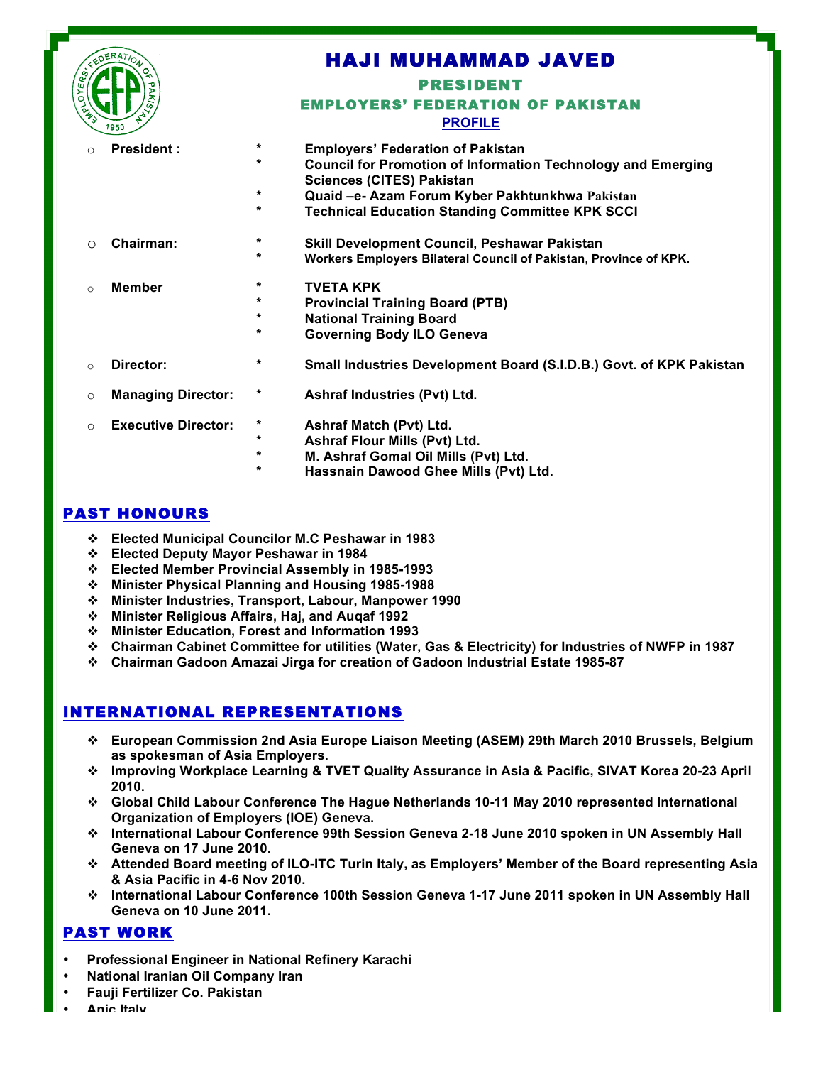# HAJI MUHAMMAD JAVED

## PRESIDENT

## EMPLOYERS' FEDERATION OF PAKISTAN

**PROFILE**

- **President :**
  - \* **Employers' Federation of Pakistan**
  - \* **Council for Promotion of Information Technology and Emerging Sciences (CITES) Pakistan**
  - \* **Quaid –e- Azam Forum Kyber Pakhtunkhwa Pakistan**
  - \* **Technical Education Standing Committee KPK SCCI**
- **Chairman:**
  - \* **Skill Development Council, Peshawar Pakistan**
  - \* **Workers Employers Bilateral Council of Pakistan, Province of KPK.**
- **Member**
  - \* **TVETA KPK**
  - \* **Provincial Training Board (PTB)**
  - \* **National Training Board**
  - \* **Governing Body ILO Geneva**
- **Director:**
  - \* **Small Industries Development Board (S.I.D.B.) Govt. of KPK Pakistan**
- **Managing Director:**
  - \* **Ashraf Industries (Pvt) Ltd.**
- **Executive Director:**
  - \* **Ashraf Match (Pvt) Ltd.**
  - \* **Ashraf Flour Mills (Pvt) Ltd.**
  - \* **M. Ashraf Gomal Oil Mills (Pvt) Ltd.**
  - \* **Hassnain Dawood Ghee Mills (Pvt) Ltd.**

## PAST HONOURS

- **Elected Municipal Councilor M.C Peshawar in 1983**
- **Elected Deputy Mayor Peshawar in 1984**
- **Elected Member Provincial Assembly in 1985-1993**
- **Minister Physical Planning and Housing 1985-1988**
- **Minister Industries, Transport, Labour, Manpower 1990**
- **Minister Religious Affairs, Haj, and Auqaf 1992**
- **Minister Education, Forest and Information 1993**
- **Chairman Cabinet Committee for utilities (Water, Gas & Electricity) for Industries of NWFP in 1987**
- **Chairman Gadoon Amazai Jirga for creation of Gadoon Industrial Estate 1985-87**

## INTERNATIONAL REPRESENTATIONS

- **European Commission 2nd Asia Europe Liaison Meeting (ASEM) 29th March 2010 Brussels, Belgium as spokesman of Asia Employers.**
- **Improving Workplace Learning & TVET Quality Assurance in Asia & Pacific, SIVAT Korea 20-23 April 2010.**
- **Global Child Labour Conference The Hague Netherlands 10-11 May 2010 represented International Organization of Employers (IOE) Geneva.**
- **International Labour Conference 99th Session Geneva 2-18 June 2010 spoken in UN Assembly Hall Geneva on 17 June 2010.**
- **Attended Board meeting of ILO-ITC Turin Italy, as Employers' Member of the Board representing Asia & Asia Pacific in 4-6 Nov 2010.**
- **International Labour Conference 100th Session Geneva 1-17 June 2011 spoken in UN Assembly Hall Geneva on 10 June 2011.**

## PAST WORK

- **Professional Engineer in National Refinery Karachi**
- **National Iranian Oil Company Iran**
- **Fauji Fertilizer Co. Pakistan**
- **Anic Italy**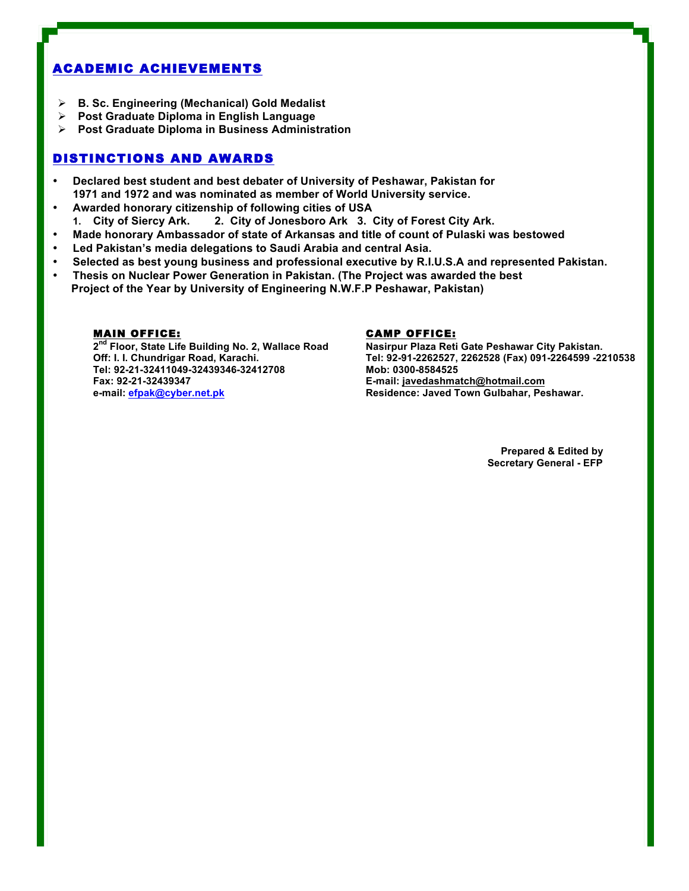## ACADEMIC ACHIEVEMENTS

- **B. Sc. Engineering (Mechanical) Gold Medalist**
- **Post Graduate Diploma in English Language**
- **Post Graduate Diploma in Business Administration**

## DISTINCTIONS AND AWARDS

- **Declared best student and best debater of University of Peshawar, Pakistan for 1971 and 1972 and was nominated as member of World University service.**
- **Awarded honorary citizenship of following cities of USA**
  **1. City of Siercy Ark. 2. City of Jonesboro Ark 3. City of Forest City Ark.**
- **Made honorary Ambassador of state of Arkansas and title of count of Pulaski was bestowed**
- **Led Pakistan's media delegations to Saudi Arabia and central Asia.**
- **Selected as best young business and professional executive by R.I.U.S.A and represented Pakistan.**
- **Thesis on Nuclear Power Generation in Pakistan. (The Project was awarded the best Project of the Year by University of Engineering N.W.F.P Peshawar, Pakistan)**

**MAIN OFFICE:**
**2nd Floor, State Life Building No. 2, Wallace Road**
**Off: I. I. Chundrigar Road, Karachi.**
**Tel: 92-21-32411049-32439346-32412708**
**Fax: 92-21-32439347**
**e-mail: efpak@cyber.net.pk**

**CAMP OFFICE:**
**Nasirpur Plaza Reti Gate Peshawar City Pakistan.**
**Tel: 92-91-2262527, 2262528 (Fax) 091-2264599 -2210538**
**Mob: 0300-8584525**
**E-mail: javedashmatch@hotmail.com**
**Residence: Javed Town Gulbahar, Peshawar.**

**Prepared & Edited by**
**Secretary General - EFP**